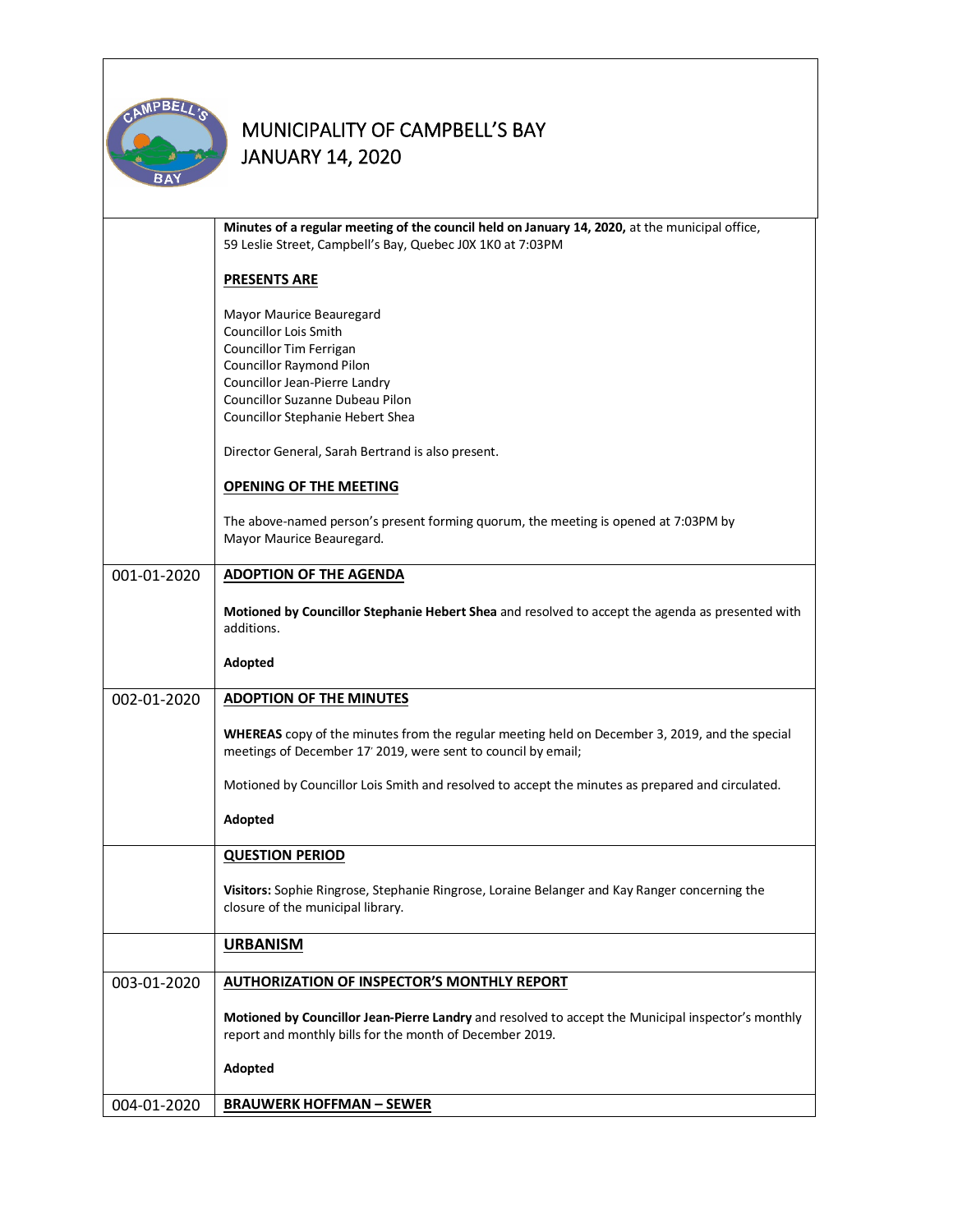# MUNICIPALITY OF CAMPBELL'S BAY
# JANUARY 14, 2020

**Minutes of a regular meeting of the council held on January 14, 2020,** at the municipal office, 59 Leslie Street, Campbell's Bay, Quebec J0X 1K0 at 7:03PM

**PRESENTS ARE**

Mayor Maurice Beauregard
Councillor Lois Smith
Councillor Tim Ferrigan
Councillor Raymond Pilon
Councillor Jean-Pierre Landry
Councillor Suzanne Dubeau Pilon
Councillor Stephanie Hebert Shea

Director General, Sarah Bertrand is also present.

**OPENING OF THE MEETING**

The above-named person's present forming quorum, the meeting is opened at 7:03PM by Mayor Maurice Beauregard.

---

**001-01-2020**

**ADOPTION OF THE AGENDA**

**Motioned by Councillor Stephanie Hebert Shea** and resolved to accept the agenda as presented with additions.

**Adopted**

---

**002-01-2020**

**ADOPTION OF THE MINUTES**

**WHEREAS** copy of the minutes from the regular meeting held on December 3, 2019, and the special meetings of December 17' 2019, were sent to council by email;

Motioned by Councillor Lois Smith and resolved to accept the minutes as prepared and circulated.

**Adopted**

---

**QUESTION PERIOD**

**Visitors:** Sophie Ringrose, Stephanie Ringrose, Loraine Belanger and Kay Ranger concerning the closure of the municipal library.

---

**URBANISM**

---

**003-01-2020**

**AUTHORIZATION OF INSPECTOR'S MONTHLY REPORT**

**Motioned by Councillor Jean-Pierre Landry** and resolved to accept the Municipal inspector's monthly report and monthly bills for the month of December 2019.

**Adopted**

---

**004-01-2020**

**BRAUWERK HOFFMAN – SEWER**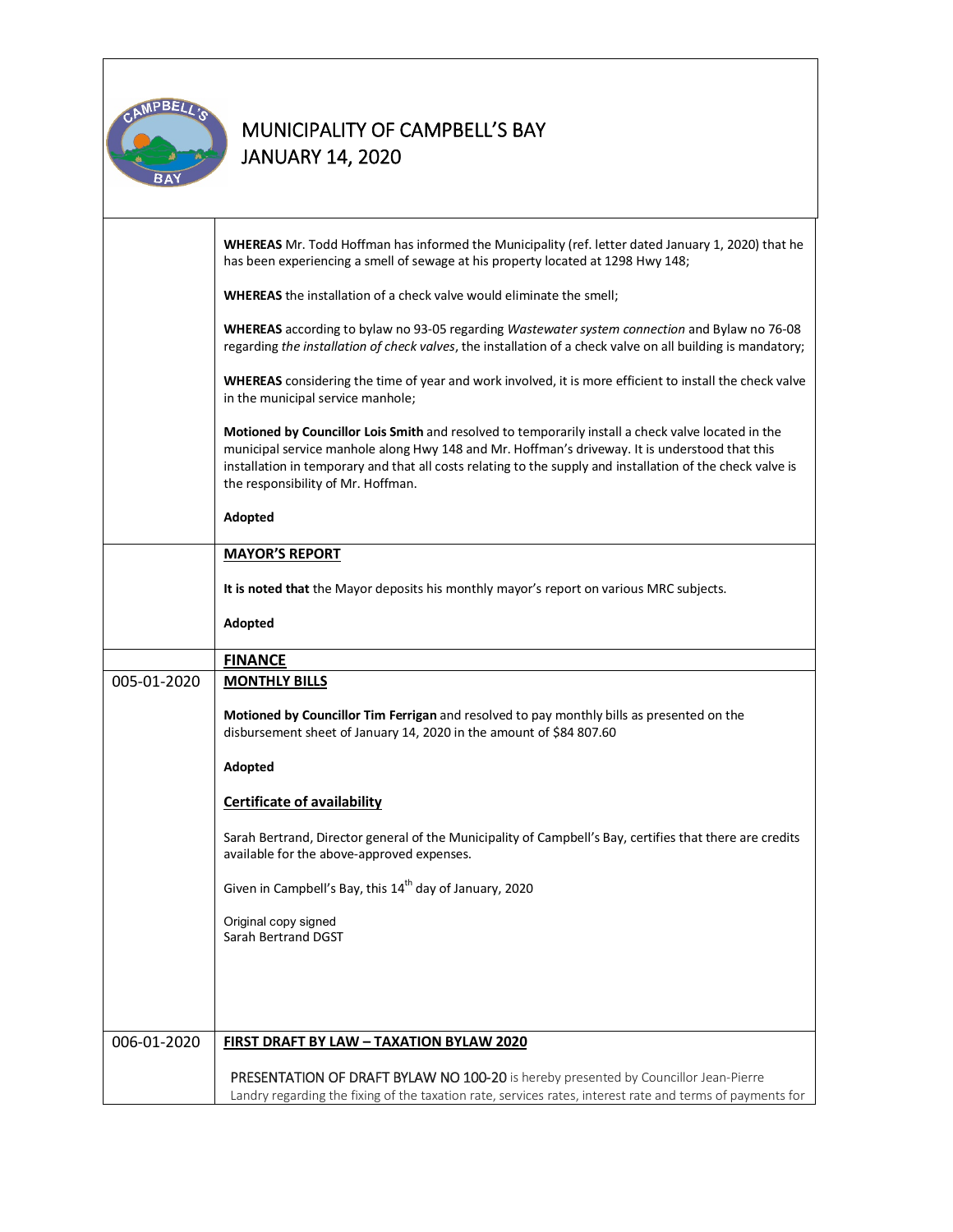# MUNICIPALITY OF CAMPBELL'S BAY
## JANUARY 14, 2020

**WHEREAS** Mr. Todd Hoffman has informed the Municipality (ref. letter dated January 1, 2020) that he has been experiencing a smell of sewage at his property located at 1298 Hwy 148;

**WHEREAS** the installation of a check valve would eliminate the smell;

**WHEREAS** according to bylaw no 93-05 regarding *Wastewater system connection* and Bylaw no 76-08 regarding *the installation of check valves*, the installation of a check valve on all building is mandatory;

**WHEREAS** considering the time of year and work involved, it is more efficient to install the check valve in the municipal service manhole;

**Motioned by Councillor Lois Smith** and resolved to temporarily install a check valve located in the municipal service manhole along Hwy 148 and Mr. Hoffman's driveway. It is understood that this installation in temporary and that all costs relating to the supply and installation of the check valve is the responsibility of Mr. Hoffman.

**Adopted**

**MAYOR'S REPORT**

**It is noted that** the Mayor deposits his monthly mayor's report on various MRC subjects.

**Adopted**

**FINANCE**

005-01-2020

**MONTHLY BILLS**

**Motioned by Councillor Tim Ferrigan** and resolved to pay monthly bills as presented on the disbursement sheet of January 14, 2020 in the amount of $84 807.60

**Adopted**

**Certificate of availability**

Sarah Bertrand, Director general of the Municipality of Campbell's Bay, certifies that there are credits available for the above-approved expenses.

Given in Campbell's Bay, this 14th day of January, 2020

Original copy signed
Sarah Bertrand DGST

006-01-2020

**FIRST DRAFT BY LAW – TAXATION BYLAW 2020**

PRESENTATION OF DRAFT BYLAW NO 100-20 is hereby presented by Councillor Jean-Pierre Landry regarding the fixing of the taxation rate, services rates, interest rate and terms of payments for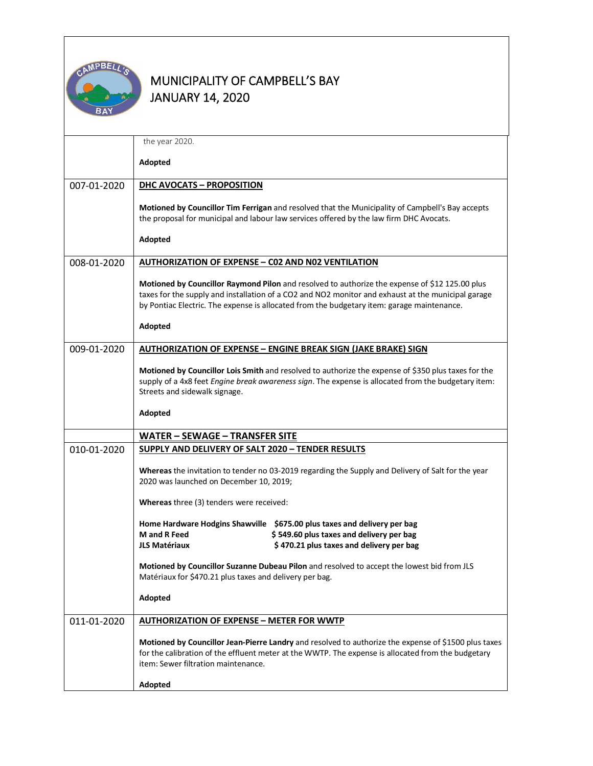the year 2020.

**Adopted**

**007-01-2020**

**DHC AVOCATS – PROPOSITION**

**Motioned by Councillor Tim Ferrigan** and resolved that the Municipality of Campbell's Bay accepts the proposal for municipal and labour law services offered by the law firm DHC Avocats.

**Adopted**

**008-01-2020**

**AUTHORIZATION OF EXPENSE – C02 AND N02 VENTILATION**

**Motioned by Councillor Raymond Pilon** and resolved to authorize the expense of $12 125.00 plus taxes for the supply and installation of a $CO_2$ and $NO_2$ monitor and exhaust at the municipal garage by Pontiac Electric. The expense is allocated from the budgetary item: garage maintenance.

**Adopted**

**009-01-2020**

**AUTHORIZATION OF EXPENSE – ENGINE BREAK SIGN (JAKE BRAKE) SIGN**

**Motioned by Councillor Lois Smith** and resolved to authorize the expense of $350 plus taxes for the supply of a 4x8 feet *Engine break awareness sign*. The expense is allocated from the budgetary item: Streets and sidewalk signage.

**Adopted**

**WATER – SEWAGE – TRANSFER SITE**

**010-01-2020**

**SUPPLY AND DELIVERY OF SALT 2020 – TENDER RESULTS**

**Whereas** the invitation to tender no 03-2019 regarding the Supply and Delivery of Salt for the year 2020 was launched on December 10, 2019;

**Whereas** three (3) tenders were received:

| | |
|---|---|
| **Home Hardware Hodgins Shawville** | **$675.00 plus taxes and delivery per bag** |
| **M and R Feed** | **$ 549.60 plus taxes and delivery per bag** |
| **JLS Matériaux** | **$ 470.21 plus taxes and delivery per bag** |

**Motioned by Councillor Suzanne Dubeau Pilon** and resolved to accept the lowest bid from JLS Matériaux for $470.21 plus taxes and delivery per bag.

**Adopted**

**011-01-2020**

**AUTHORIZATION OF EXPENSE – METER FOR WWTP**

**Motioned by Councillor Jean-Pierre Landry** and resolved to authorize the expense of $1500 plus taxes for the calibration of the effluent meter at the WWTP. The expense is allocated from the budgetary item: Sewer filtration maintenance.

**Adopted**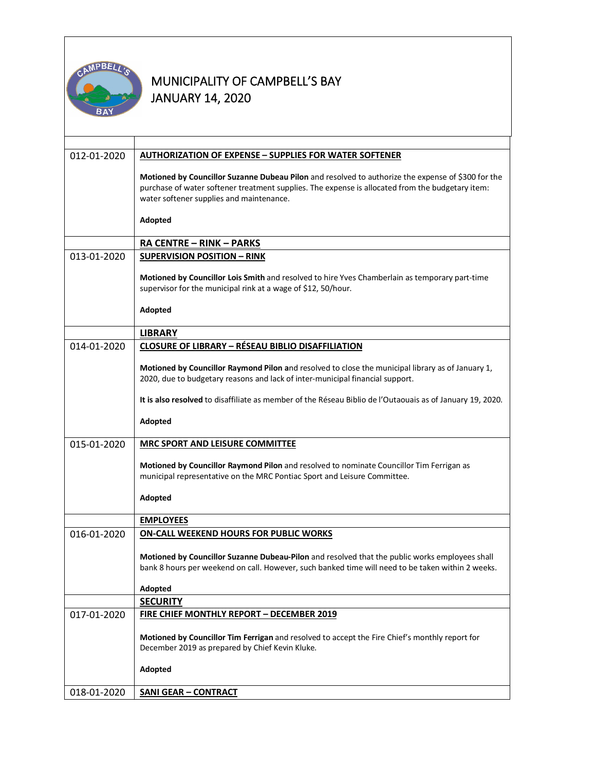# MUNICIPALITY OF CAMPBELL'S BAY
# JANUARY 14, 2020

| | |
|---|---|
| 012-01-2020 | **AUTHORIZATION OF EXPENSE – SUPPLIES FOR WATER SOFTENER**<br><br>**Motioned by Councillor Suzanne Dubeau Pilon** and resolved to authorize the expense of $300 for the purchase of water softener treatment supplies. The expense is allocated from the budgetary item: water softener supplies and maintenance.<br><br>**Adopted** |
| | **RA CENTRE – RINK – PARKS** |
| 013-01-2020 | **SUPERVISION POSITION – RINK**<br><br>**Motioned by Councillor Lois Smith** and resolved to hire Yves Chamberlain as temporary part-time supervisor for the municipal rink at a wage of $12, 50/hour.<br><br>**Adopted** |
| | **LIBRARY** |
| 014-01-2020 | **CLOSURE OF LIBRARY – RÉSEAU BIBLIO DISAFFILIATION**<br><br>**Motioned by Councillor Raymond Pilon a**nd resolved to close the municipal library as of January 1, 2020, due to budgetary reasons and lack of inter-municipal financial support.<br><br>**It is also resolved** to disaffiliate as member of the Réseau Biblio de l'Outaouais as of January 19, 2020.<br><br>**Adopted** |
| 015-01-2020 | **MRC SPORT AND LEISURE COMMITTEE**<br><br>**Motioned by Councillor Raymond Pilon** and resolved to nominate Councillor Tim Ferrigan as municipal representative on the MRC Pontiac Sport and Leisure Committee.<br><br>**Adopted** |
| | **EMPLOYEES** |
| 016-01-2020 | **ON-CALL WEEKEND HOURS FOR PUBLIC WORKS**<br><br>**Motioned by Councillor Suzanne Dubeau-Pilon** and resolved that the public works employees shall bank 8 hours per weekend on call. However, such banked time will need to be taken within 2 weeks.<br><br>**Adopted** |
| | **SECURITY** |
| 017-01-2020 | **FIRE CHIEF MONTHLY REPORT – DECEMBER 2019**<br><br>**Motioned by Councillor Tim Ferrigan** and resolved to accept the Fire Chief's monthly report for December 2019 as prepared by Chief Kevin Kluke.<br><br>**Adopted** |
| 018-01-2020 | **SANI GEAR – CONTRACT** |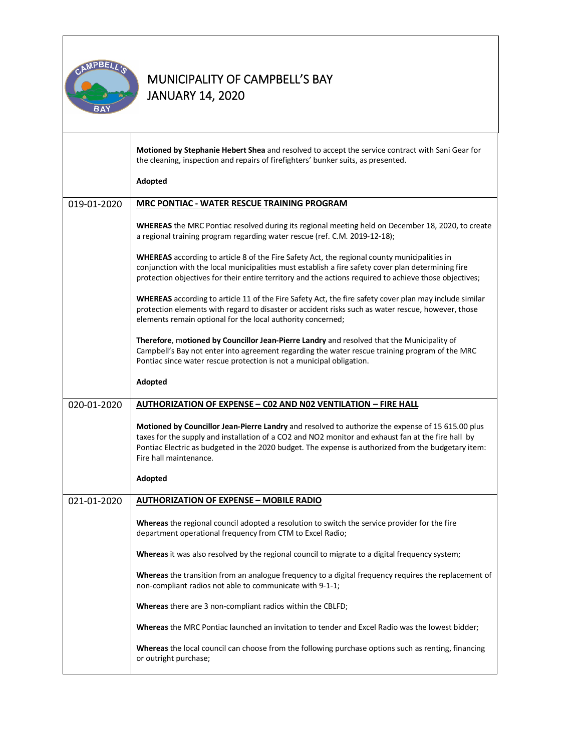| | |
|---|---|
| | **Motioned by Stephanie Hebert Shea** and resolved to accept the service contract with Sani Gear for the cleaning, inspection and repairs of firefighters' bunker suits, as presented.<br><br>**Adopted** |
| 019-01-2020 | **MRC PONTIAC - WATER RESCUE TRAINING PROGRAM**<br><br>**WHEREAS** the MRC Pontiac resolved during its regional meeting held on December 18, 2020, to create a regional training program regarding water rescue (ref. C.M. 2019-12-18);<br><br>**WHEREAS** according to article 8 of the Fire Safety Act, the regional county municipalities in conjunction with the local municipalities must establish a fire safety cover plan determining fire protection objectives for their entire territory and the actions required to achieve those objectives;<br><br>**WHEREAS** according to article 11 of the Fire Safety Act, the fire safety cover plan may include similar protection elements with regard to disaster or accident risks such as water rescue, however, those elements remain optional for the local authority concerned;<br><br>**Therefore**, m**otioned by Councillor Jean-Pierre Landry** and resolved that the Municipality of Campbell's Bay not enter into agreement regarding the water rescue training program of the MRC Pontiac since water rescue protection is not a municipal obligation.<br><br>**Adopted** |
| 020-01-2020 | **AUTHORIZATION OF EXPENSE – C02 AND N02 VENTILATION – FIRE HALL**<br><br>**Motioned by Councillor Jean-Pierre Landry** and resolved to authorize the expense of 15 615.00 plus taxes for the supply and installation of a $CO_2$ and $NO_2$ monitor and exhaust fan at the fire hall by Pontiac Electric as budgeted in the 2020 budget. The expense is authorized from the budgetary item: Fire hall maintenance.<br><br>**Adopted** |
| 021-01-2020 | **AUTHORIZATION OF EXPENSE – MOBILE RADIO**<br><br>**Whereas** the regional council adopted a resolution to switch the service provider for the fire department operational frequency from CTM to Excel Radio;<br><br>**Whereas** it was also resolved by the regional council to migrate to a digital frequency system;<br><br>**Whereas** the transition from an analogue frequency to a digital frequency requires the replacement of non-compliant radios not able to communicate with 9-1-1;<br><br>**Whereas** there are 3 non-compliant radios within the CBLFD;<br><br>**Whereas** the MRC Pontiac launched an invitation to tender and Excel Radio was the lowest bidder;<br><br>**Whereas** the local council can choose from the following purchase options such as renting, financing or outright purchase; |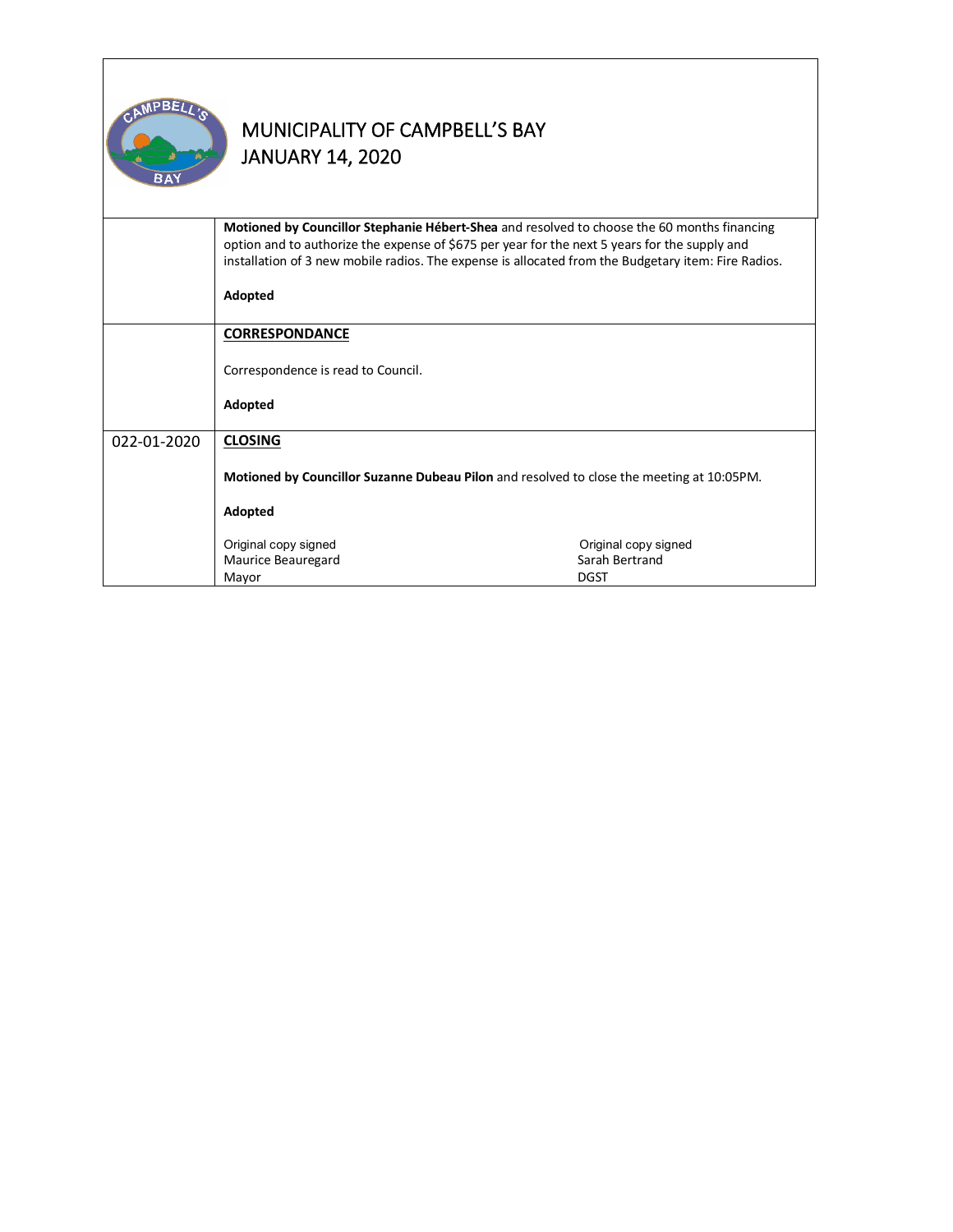# MUNICIPALITY OF CAMPBELL'S BAY
# JANUARY 14, 2020

| | |
|---|---|
| | **Motioned by Councillor Stephanie Hébert-Shea** and resolved to choose the 60 months financing option and to authorize the expense of $675 per year for the next 5 years for the supply and installation of 3 new mobile radios. The expense is allocated from the Budgetary item: Fire Radios.<br><br>**Adopted** |
| | **CORRESPONDANCE**<br><br>Correspondence is read to Council.<br><br>**Adopted** |
| 022-01-2020 | **CLOSING**<br><br>**Motioned by Councillor Suzanne Dubeau Pilon** and resolved to close the meeting at 10:05PM.<br><br>**Adopted**<br><br>Original copy signed<br>Maurice Beauregard<br>Mayor<br><br>Original copy signed<br>Sarah Bertrand<br>DGST |